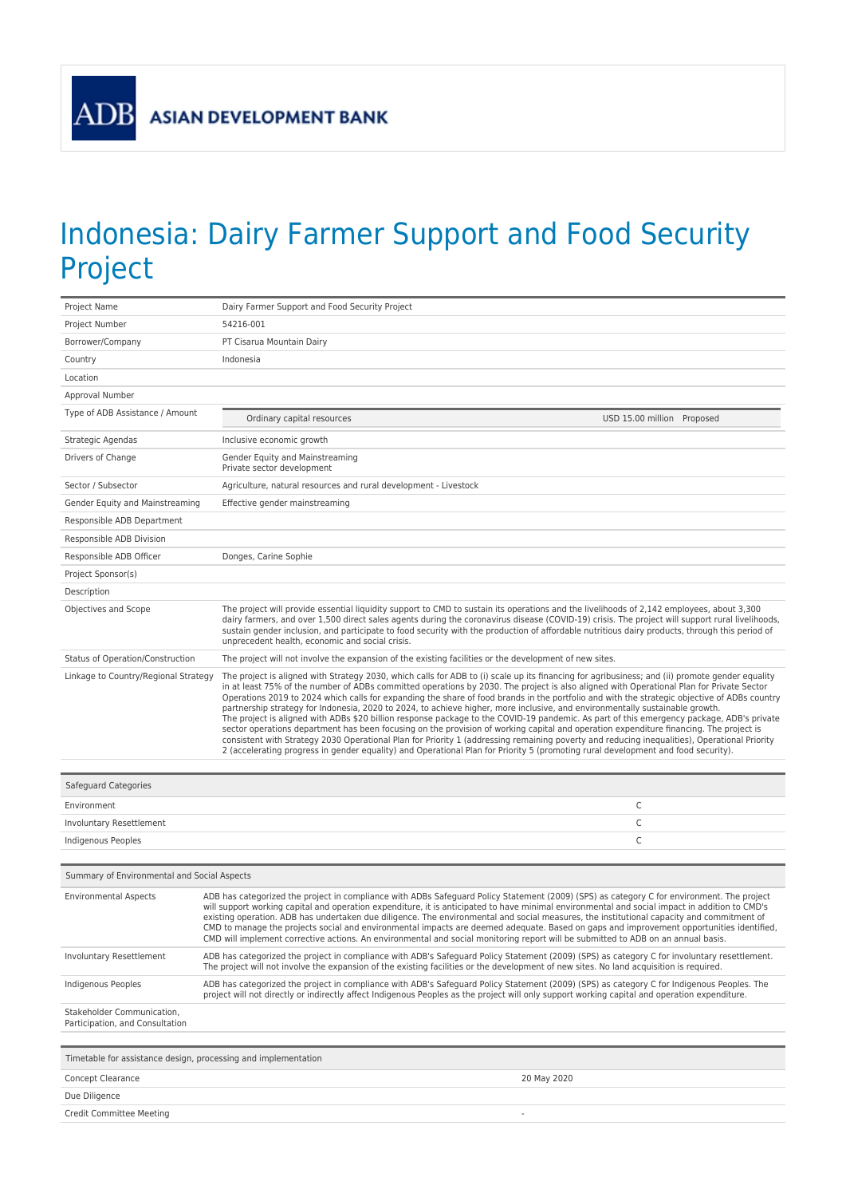ASIAN DEVELOPMENT BANK

# Indonesia: Dairy Farmer Support and Food Security Project

| | |
|---|---|
| Project Name | Dairy Farmer Support and Food Security Project |
| Project Number | 54216-001 |
| Borrower/Company | PT Cisarua Mountain Dairy |
| Country | Indonesia |
| Location | |
| Approval Number | |
| Type of ADB Assistance / Amount | Ordinary capital resources — USD 15.00 million Proposed |
| Strategic Agendas | Inclusive economic growth |
| Drivers of Change | Gender Equity and Mainstreaming<br>Private sector development |
| Sector / Subsector | Agriculture, natural resources and rural development - Livestock |
| Gender Equity and Mainstreaming | Effective gender mainstreaming |
| Responsible ADB Department | |
| Responsible ADB Division | |
| Responsible ADB Officer | Donges, Carine Sophie |
| Project Sponsor(s) | |
| Description | |
| Objectives and Scope | The project will provide essential liquidity support to CMD to sustain its operations and the livelihoods of 2,142 employees, about 3,300 dairy farmers, and over 1,500 direct sales agents during the coronavirus disease (COVID-19) crisis. The project will support rural livelihoods, sustain gender inclusion, and participate to food security with the production of affordable nutritious dairy products, through this period of unprecedent health, economic and social crisis. |
| Status of Operation/Construction | The project will not involve the expansion of the existing facilities or the development of new sites. |
| Linkage to Country/Regional Strategy | The project is aligned with Strategy 2030, which calls for ADB to (i) scale up its financing for agribusiness; and (ii) promote gender equality in at least 75% of the number of ADBs committed operations by 2030. The project is also aligned with Operational Plan for Private Sector Operations 2019 to 2024 which calls for expanding the share of food brands in the portfolio and with the strategic objective of ADBs country partnership strategy for Indonesia, 2020 to 2024, to achieve higher, more inclusive, and environmentally sustainable growth.<br>The project is aligned with ADBs $20 billion response package to the COVID-19 pandemic. As part of this emergency package, ADB's private sector operations department has been focusing on the provision of working capital and operation expenditure financing. The project is consistent with Strategy 2030 Operational Plan for Priority 1 (addressing remaining poverty and reducing inequalities), Operational Priority 2 (accelerating progress in gender equality) and Operational Plan for Priority 5 (promoting rural development and food security). |

| Safeguard Categories | |
|---|---|
| Environment | C |
| Involuntary Resettlement | C |
| Indigenous Peoples | C |

| Summary of Environmental and Social Aspects | |
|---|---|
| Environmental Aspects | ADB has categorized the project in compliance with ADBs Safeguard Policy Statement (2009) (SPS) as category C for environment. The project will support working capital and operation expenditure, it is anticipated to have minimal environmental and social impact in addition to CMD's existing operation. ADB has undertaken due diligence. The environmental and social measures, the institutional capacity and commitment of CMD to manage the projects social and environmental impacts are deemed adequate. Based on gaps and improvement opportunities identified, CMD will implement corrective actions. An environmental and social monitoring report will be submitted to ADB on an annual basis. |
| Involuntary Resettlement | ADB has categorized the project in compliance with ADB's Safeguard Policy Statement (2009) (SPS) as category C for involuntary resettlement. The project will not involve the expansion of the existing facilities or the development of new sites. No land acquisition is required. |
| Indigenous Peoples | ADB has categorized the project in compliance with ADB's Safeguard Policy Statement (2009) (SPS) as category C for Indigenous Peoples. The project will not directly or indirectly affect Indigenous Peoples as the project will only support working capital and operation expenditure. |
| Stakeholder Communication, Participation, and Consultation | |

| Timetable for assistance design, processing and implementation | |
|---|---|
| Concept Clearance | 20 May 2020 |
| Due Diligence | |
| Credit Committee Meeting | - |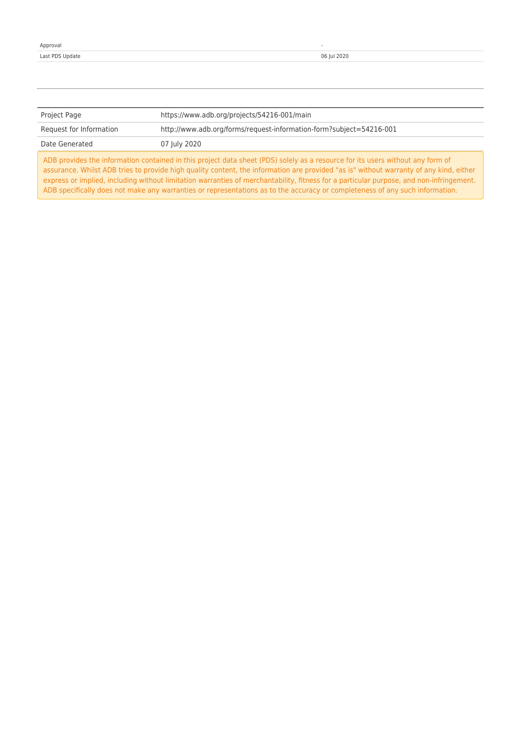| | |
|---|---|
| Approval | - |
| Last PDS Update | 06 Jul 2020 |

| | |
|---|---|
| Project Page | https://www.adb.org/projects/54216-001/main |
| Request for Information | http://www.adb.org/forms/request-information-form?subject=54216-001 |
| Date Generated | 07 July 2020 |

ADB provides the information contained in this project data sheet (PDS) solely as a resource for its users without any form of assurance. Whilst ADB tries to provide high quality content, the information are provided "as is" without warranty of any kind, either express or implied, including without limitation warranties of merchantability, fitness for a particular purpose, and non-infringement. ADB specifically does not make any warranties or representations as to the accuracy or completeness of any such information.